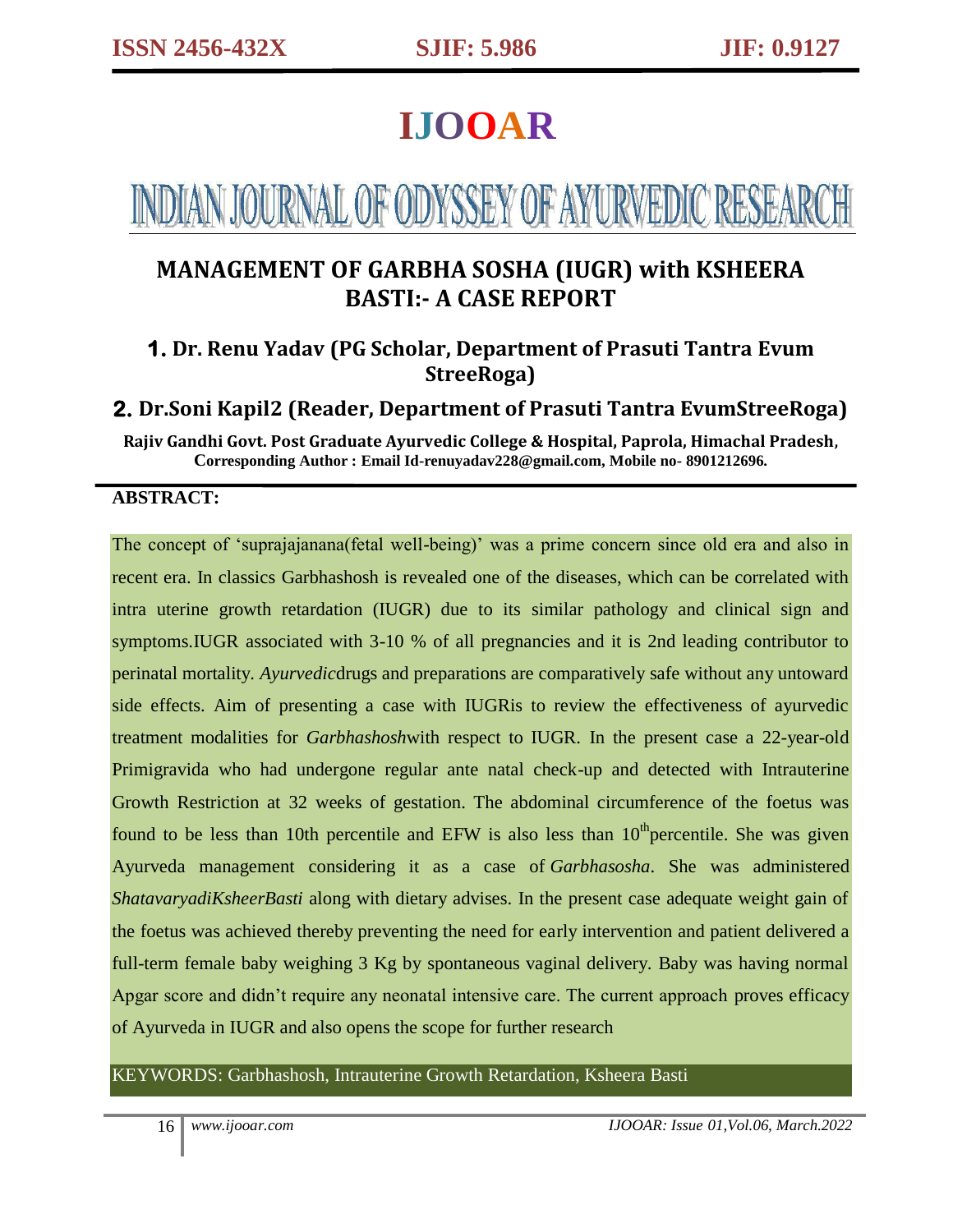# IJOOAR

# INDIAN JOURNAL OF ODYSSEY OF AYURVEDIC RESEARCH

## MANAGEMENT OF GARBHA SOSHA (IUGR) with KSHEERA BASTI:- A CASE REPORT

**1. Dr. Renu Yadav (PG Scholar, Department of Prasuti Tantra Evum StreeRoga)**

**2. Dr.Soni Kapil2 (Reader, Department of Prasuti Tantra EvumStreeRoga)**

**Rajiv Gandhi Govt. Post Graduate Ayurvedic College & Hospital, Paprola, Himachal Pradesh, Corresponding Author : Email Id-renuyadav228@gmail.com, Mobile no- 8901212696.**

**ABSTRACT:**

The concept of 'suprajajanana(fetal well-being)' was a prime concern since old era and also in recent era. In classics Garbhashosh is revealed one of the diseases, which can be correlated with intra uterine growth retardation (IUGR) due to its similar pathology and clinical sign and symptoms.IUGR associated with 3-10 % of all pregnancies and it is 2nd leading contributor to perinatal mortality. *Ayurvedic*drugs and preparations are comparatively safe without any untoward side effects. Aim of presenting a case with IUGRis to review the effectiveness of ayurvedic treatment modalities for *Garbhashosh*with respect to IUGR. In the present case a 22-year-old Primigravida who had undergone regular ante natal check-up and detected with Intrauterine Growth Restriction at 32 weeks of gestation. The abdominal circumference of the foetus was found to be less than 10th percentile and EFW is also less than 10$^{th}$percentile. She was given Ayurveda management considering it as a case of *Garbhasosha*. She was administered *ShatavaryadiKsheerBasti* along with dietary advises. In the present case adequate weight gain of the foetus was achieved thereby preventing the need for early intervention and patient delivered a full-term female baby weighing 3 Kg by spontaneous vaginal delivery. Baby was having normal Apgar score and didn't require any neonatal intensive care. The current approach proves efficacy of Ayurveda in IUGR and also opens the scope for further research

KEYWORDS: Garbhashosh, Intrauterine Growth Retardation, Ksheera Basti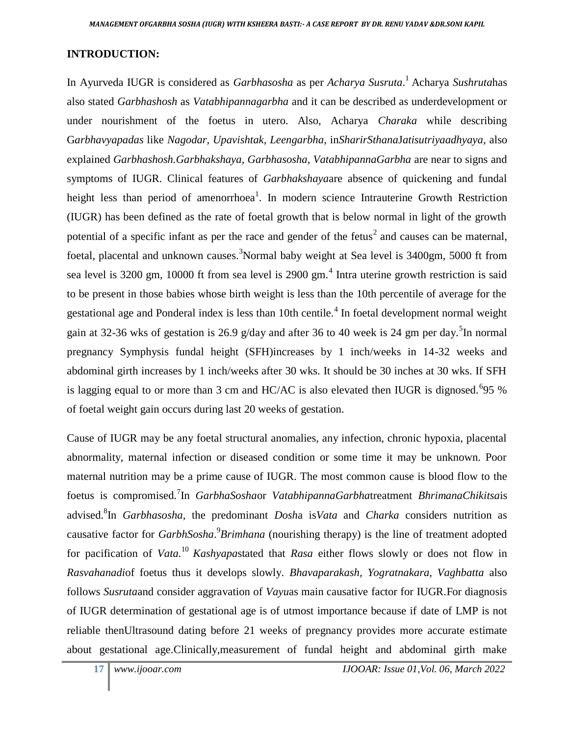## INTRODUCTION:

In Ayurveda IUGR is considered as *Garbhasosha* as per *Acharya Susruta*.[1] Acharya *Sushruta*has also stated *Garbhashosh* as *Vatabhipannagarbha* and it can be described as underdevelopment or under nourishment of the foetus in utero. Also, Acharya *Charaka* while describing G*arbhavyapadas* like *Nagodar, Upavishtak, Leengarbha*, in*SharirSthana*J*atisutriyaadhyaya*, also explained *Garbhashosh.Garbhakshaya, Garbhasosha, VatabhipannaGarbha* are near to signs and symptoms of IUGR. Clinical features of *Garbhakshaya*are absence of quickening and fundal height less than period of amenorrhoea[1]. In modern science Intrauterine Growth Restriction (IUGR) has been defined as the rate of foetal growth that is below normal in light of the growth potential of a specific infant as per the race and gender of the fetus[2] and causes can be maternal, foetal, placental and unknown causes.[3]Normal baby weight at Sea level is 3400gm, 5000 ft from sea level is 3200 gm, 10000 ft from sea level is 2900 gm.[4] Intra uterine growth restriction is said to be present in those babies whose birth weight is less than the 10th percentile of average for the gestational age and Ponderal index is less than 10th centile.[4] In foetal development normal weight gain at 32-36 wks of gestation is 26.9 g/day and after 36 to 40 week is 24 gm per day.[5]In normal pregnancy Symphysis fundal height (SFH)increases by 1 inch/weeks in 14-32 weeks and abdominal girth increases by 1 inch/weeks after 30 wks. It should be 30 inches at 30 wks. If SFH is lagging equal to or more than 3 cm and HC/AC is also elevated then IUGR is dignosed.[6]95 % of foetal weight gain occurs during last 20 weeks of gestation.

Cause of IUGR may be any foetal structural anomalies, any infection, chronic hypoxia, placental abnormality, maternal infection or diseased condition or some time it may be unknown. Poor maternal nutrition may be a prime cause of IUGR. The most common cause is blood flow to the foetus is compromised.[7]In *GarbhaSosha*or *VatabhipannaGarbha*treatment *BhrimanaChikitsa*is advised.[8]In *Garbhasosha*, the predominant *Dosh*a is*Vata* and *Charka* considers nutrition as causative factor for *GarbhSosha*.[9]*Brimhana* (nourishing therapy) is the line of treatment adopted for pacification of *Vata.*[10] *Kashyapa*stated that *Rasa* either flows slowly or does not flow in *Rasvahanadi*of foetus thus it develops slowly. *Bhavaparakash, Yogratnakara, Vaghbatta* also follows *Susruta*and consider aggravation of *Vayu*as main causative factor for IUGR.For diagnosis of IUGR determination of gestational age is of utmost importance because if date of LMP is not reliable thenUltrasound dating before 21 weeks of pregnancy provides more accurate estimate about gestational age.Clinically,measurement of fundal height and abdominal girth make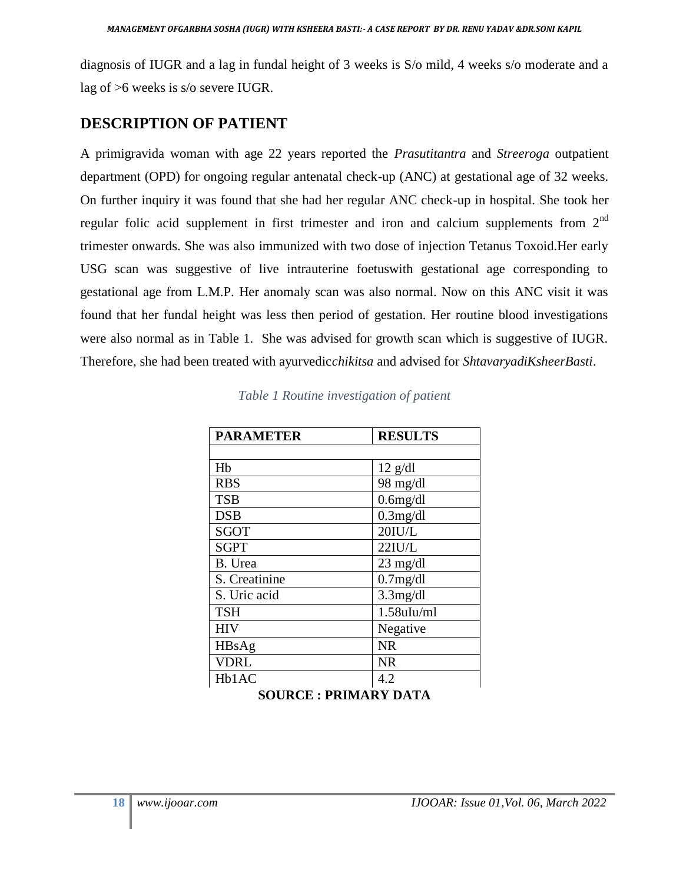diagnosis of IUGR and a lag in fundal height of 3 weeks is S/o mild, 4 weeks s/o moderate and a lag of >6 weeks is s/o severe IUGR.

## DESCRIPTION OF PATIENT

A primigravida woman with age 22 years reported the *Prasutitantra* and *Streeroga* outpatient department (OPD) for ongoing regular antenatal check-up (ANC) at gestational age of 32 weeks. On further inquiry it was found that she had her regular ANC check-up in hospital. She took her regular folic acid supplement in first trimester and iron and calcium supplements from 2nd trimester onwards. She was also immunized with two dose of injection Tetanus Toxoid.Her early USG scan was suggestive of live intrauterine foetuswith gestational age corresponding to gestational age from L.M.P. Her anomaly scan was also normal. Now on this ANC visit it was found that her fundal height was less then period of gestation. Her routine blood investigations were also normal as in Table 1. She was advised for growth scan which is suggestive of IUGR. Therefore, she had been treated with ayurvedic*chikitsa* and advised for *ShtavaryadiKsheerBasti*.

*Table 1 Routine investigation of patient*

| PARAMETER | RESULTS |
|---|---|
| | |
| Hb | 12 g/dl |
| RBS | 98 mg/dl |
| TSB | 0.6mg/dl |
| DSB | 0.3mg/dl |
| SGOT | 20IU/L |
| SGPT | 22IU/L |
| B. Urea | 23 mg/dl |
| S. Creatinine | 0.7mg/dl |
| S. Uric acid | 3.3mg/dl |
| TSH | 1.58uIu/ml |
| HIV | Negative |
| HBsAg | NR |
| VDRL | NR |
| Hb1AC | 4.2 |

**SOURCE : PRIMARY DATA**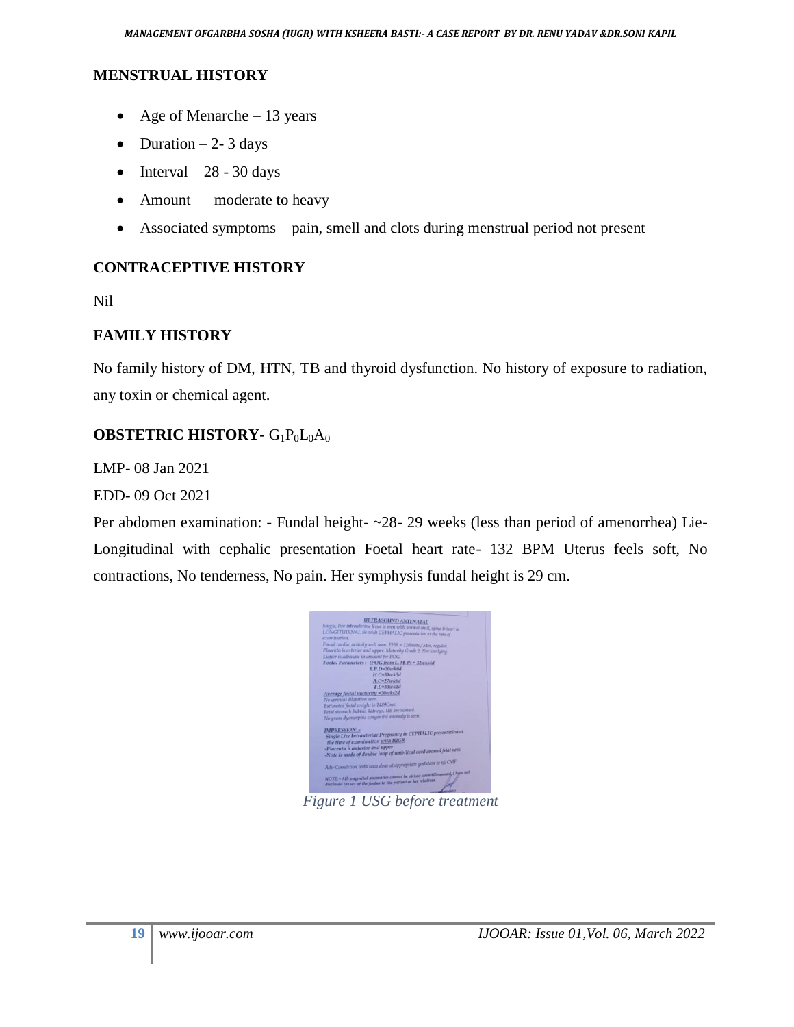## MENSTRUAL HISTORY

- Age of Menarche – 13 years
- Duration – 2- 3 days
- Interval – 28 - 30 days
- Amount – moderate to heavy
- Associated symptoms – pain, smell and clots during menstrual period not present

## CONTRACEPTIVE HISTORY

Nil

## FAMILY HISTORY

No family history of DM, HTN, TB and thyroid dysfunction. No history of exposure to radiation, any toxin or chemical agent.

## OBSTETRIC HISTORY- $G_1P_0L_0A_0$

LMP- 08 Jan 2021

EDD- 09 Oct 2021

Per abdomen examination: - Fundal height- ~28- 29 weeks (less than period of amenorrhea) Lie- Longitudinal with cephalic presentation Foetal heart rate- 132 BPM Uterus feels soft, No contractions, No tenderness, No pain. Her symphysis fundal height is 29 cm.

*Figure 1 USG before treatment*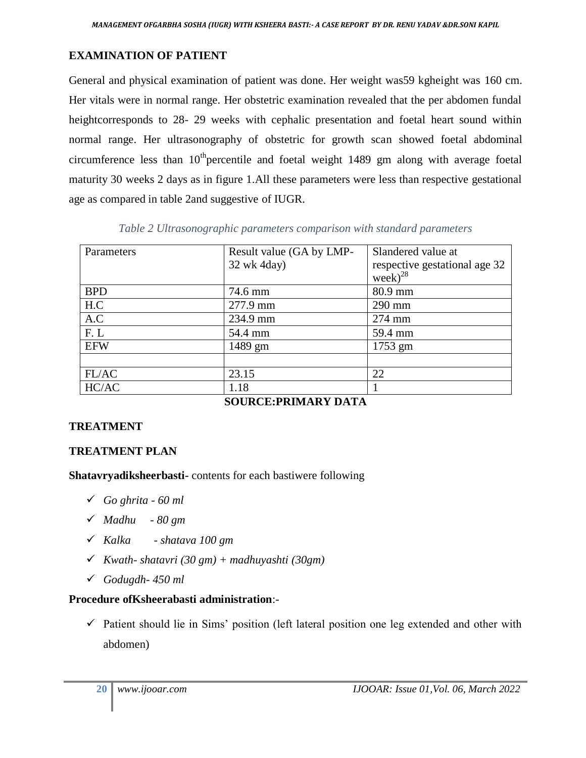## EXAMINATION OF PATIENT

General and physical examination of patient was done. Her weight was59 kgheight was 160 cm. Her vitals were in normal range. Her obstetric examination revealed that the per abdomen fundal heightcorresponds to 28- 29 weeks with cephalic presentation and foetal heart sound within normal range. Her ultrasonography of obstetric for growth scan showed foetal abdominal circumference less than 10th percentile and foetal weight 1489 gm along with average foetal maturity 30 weeks 2 days as in figure 1.All these parameters were less than respective gestational age as compared in table 2and suggestive of IUGR.

*Table 2 Ultrasonographic parameters comparison with standard parameters*

| Parameters | Result value (GA by LMP- 32 wk 4day) | Slandered value at respective gestational age 32 week)[28] |
|---|---|---|
| BPD | 74.6 mm | 80.9 mm |
| H.C | 277.9 mm | 290 mm |
| A.C | 234.9 mm | 274 mm |
| F. L | 54.4 mm | 59.4 mm |
| EFW | 1489 gm | 1753 gm |
| | | |
| FL/AC | 23.15 | 22 |
| HC/AC | 1.18 | 1 |

**SOURCE:PRIMARY DATA**

## TREATMENT

## TREATMENT PLAN

**Shatavryadiksheerbasti-** contents for each bastiwere following

- ✓ *Go ghrita - 60 ml*
- ✓ *Madhu - 80 gm*
- ✓ *Kalka - shatava 100 gm*
- ✓ *Kwath- shatavri (30 gm) + madhuyashti (30gm)*
- ✓ *Godugdh- 450 ml*

**Procedure ofKsheerabasti administration**:-

- ✓ Patient should lie in Sims' position (left lateral position one leg extended and other with abdomen)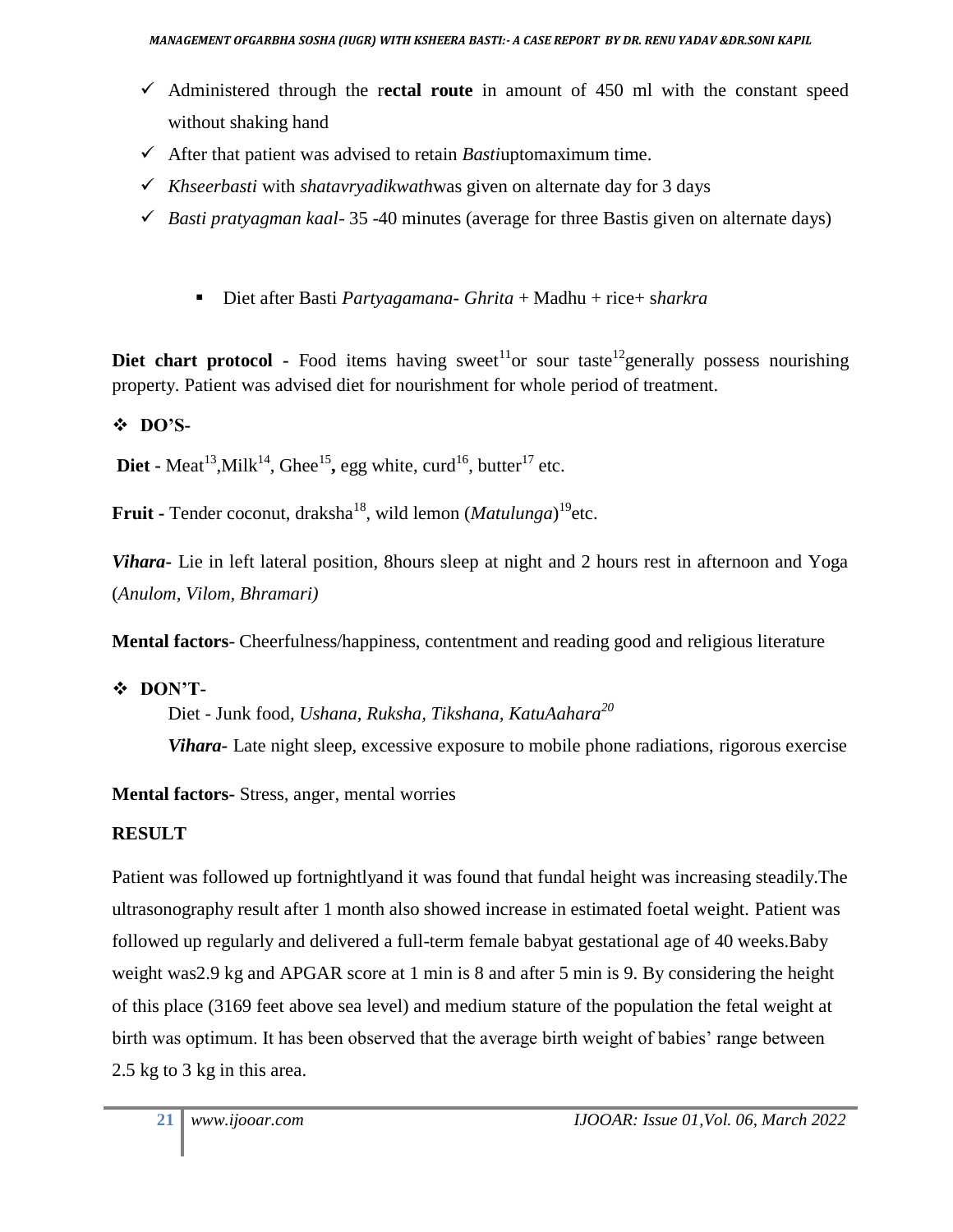- Administered through the r**ectal route** in amount of 450 ml with the constant speed without shaking hand
- After that patient was advised to retain *Basti*uptomaximum time.
- *Khseerbasti* with *shatavryadikwath*was given on alternate day for 3 days
- *Basti pratyagman kaal*- 35 -40 minutes (average for three Bastis given on alternate days)

    - Diet after Basti *Partyagamana- Ghrita* + Madhu + rice+ s*harkra*

**Diet chart protocol -** Food items having sweet[11]or sour taste[12]generally possess nourishing property. Patient was advised diet for nourishment for whole period of treatment.

- **DO'S-**

**Diet -** Meat[13],Milk[14], Ghee[15]**,** egg white, curd[16], butter[17] etc.

**Fruit -** Tender coconut, draksha[18], wild lemon (*Matulunga*)[19]etc.

***Vihara-*** Lie in left lateral position, 8hours sleep at night and 2 hours rest in afternoon and Yoga (*Anulom, Vilom, Bhramari)*

**Mental factors**- Cheerfulness/happiness, contentment and reading good and religious literature

- **DON'T-**

Diet - Junk food, *Ushana, Ruksha, Tikshana, KatuAahara*[20]

***Vihara-*** Late night sleep, excessive exposure to mobile phone radiations, rigorous exercise

**Mental factors-** Stress, anger, mental worries

## RESULT

Patient was followed up fortnightlyand it was found that fundal height was increasing steadily.The ultrasonography result after 1 month also showed increase in estimated foetal weight. Patient was followed up regularly and delivered a full-term female babyat gestational age of 40 weeks.Baby weight was2.9 kg and APGAR score at 1 min is 8 and after 5 min is 9. By considering the height of this place (3169 feet above sea level) and medium stature of the population the fetal weight at birth was optimum. It has been observed that the average birth weight of babies' range between 2.5 kg to 3 kg in this area.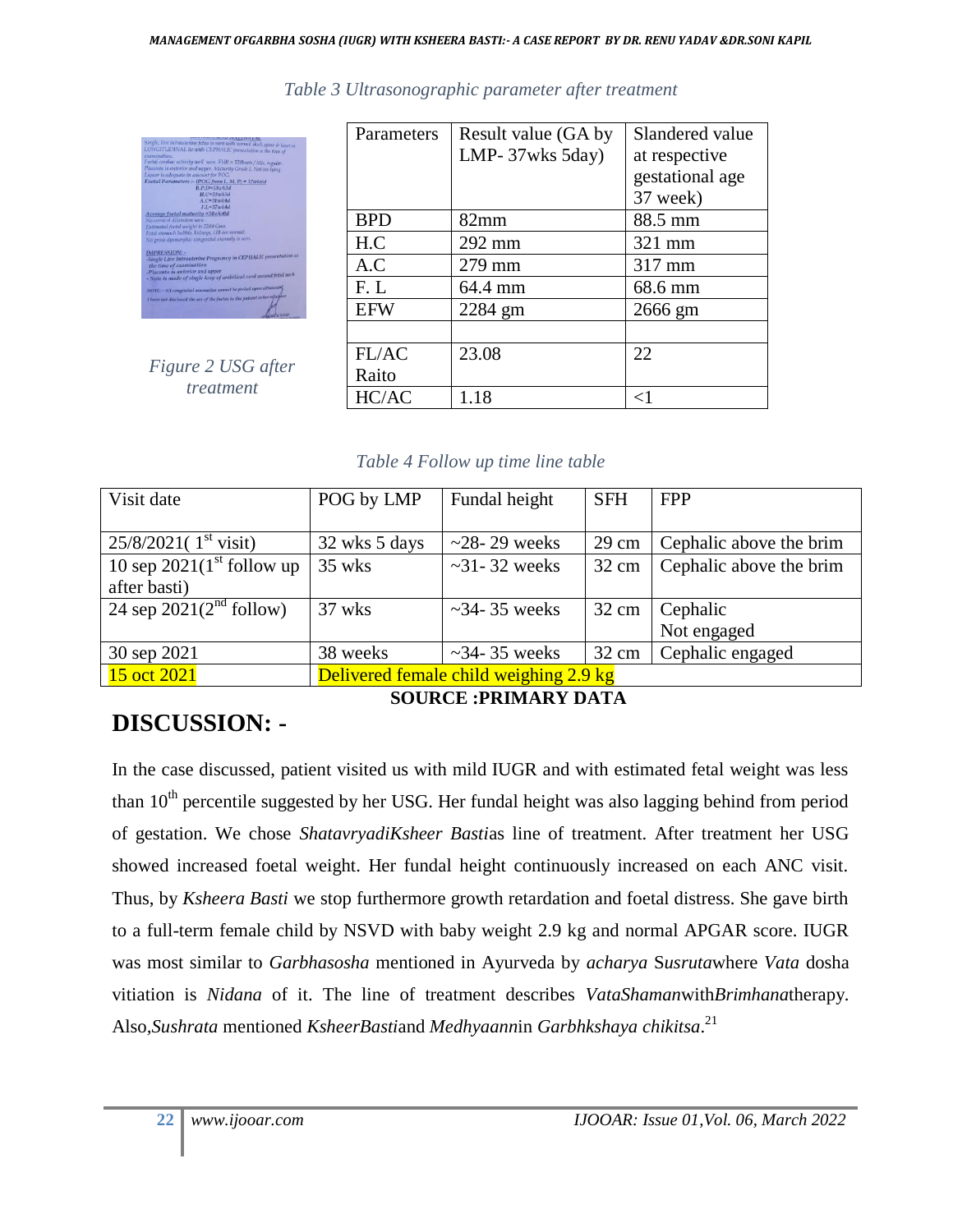*Table 3 Ultrasonographic parameter after treatment*

*Figure 2 USG after treatment*

| Parameters | Result value (GA by LMP- 37wks 5day) | Slandered value at respective gestational age 37 week) |
|---|---|---|
| BPD | 82mm | 88.5 mm |
| H.C | 292 mm | 321 mm |
| A.C | 279 mm | 317 mm |
| F. L | 64.4 mm | 68.6 mm |
| EFW | 2284 gm | 2666 gm |
| | | |
| FL/AC Raito | 23.08 | 22 |
| HC/AC | 1.18 | <1 |

*Table 4 Follow up time line table*

| Visit date | POG by LMP | Fundal height | SFH | FPP |
|---|---|---|---|---|
| 25/8/2021( 1st visit) | 32 wks 5 days | ~28- 29 weeks | 29 cm | Cephalic above the brim |
| 10 sep 2021(1st follow up after basti) | 35 wks | ~31- 32 weeks | 32 cm | Cephalic above the brim |
| 24 sep 2021(2nd follow) | 37 wks | ~34- 35 weeks | 32 cm | Cephalic Not engaged |
| 30 sep 2021 | 38 weeks | ~34- 35 weeks | 32 cm | Cephalic engaged |
| 15 oct 2021 | Delivered female child weighing 2.9 kg | | | |

**SOURCE :PRIMARY DATA**

## DISCUSSION: -

In the case discussed, patient visited us with mild IUGR and with estimated fetal weight was less than 10th percentile suggested by her USG. Her fundal height was also lagging behind from period of gestation. We chose *ShatavryadiKsheer Basti*as line of treatment. After treatment her USG showed increased foetal weight. Her fundal height continuously increased on each ANC visit. Thus, by *Ksheera Basti* we stop furthermore growth retardation and foetal distress. She gave birth to a full-term female child by NSVD with baby weight 2.9 kg and normal APGAR score. IUGR was most similar to *Garbhasosha* mentioned in Ayurveda by *acharya* S*usruta*where *Vata* dosha vitiation is *Nidana* of it. The line of treatment describes *VataShaman*with*Brimhana*therapy. Also,*Sushrata* mentioned *KsheerBasti*and *Medhyaann*in *Garbhkshaya chikitsa*.[21]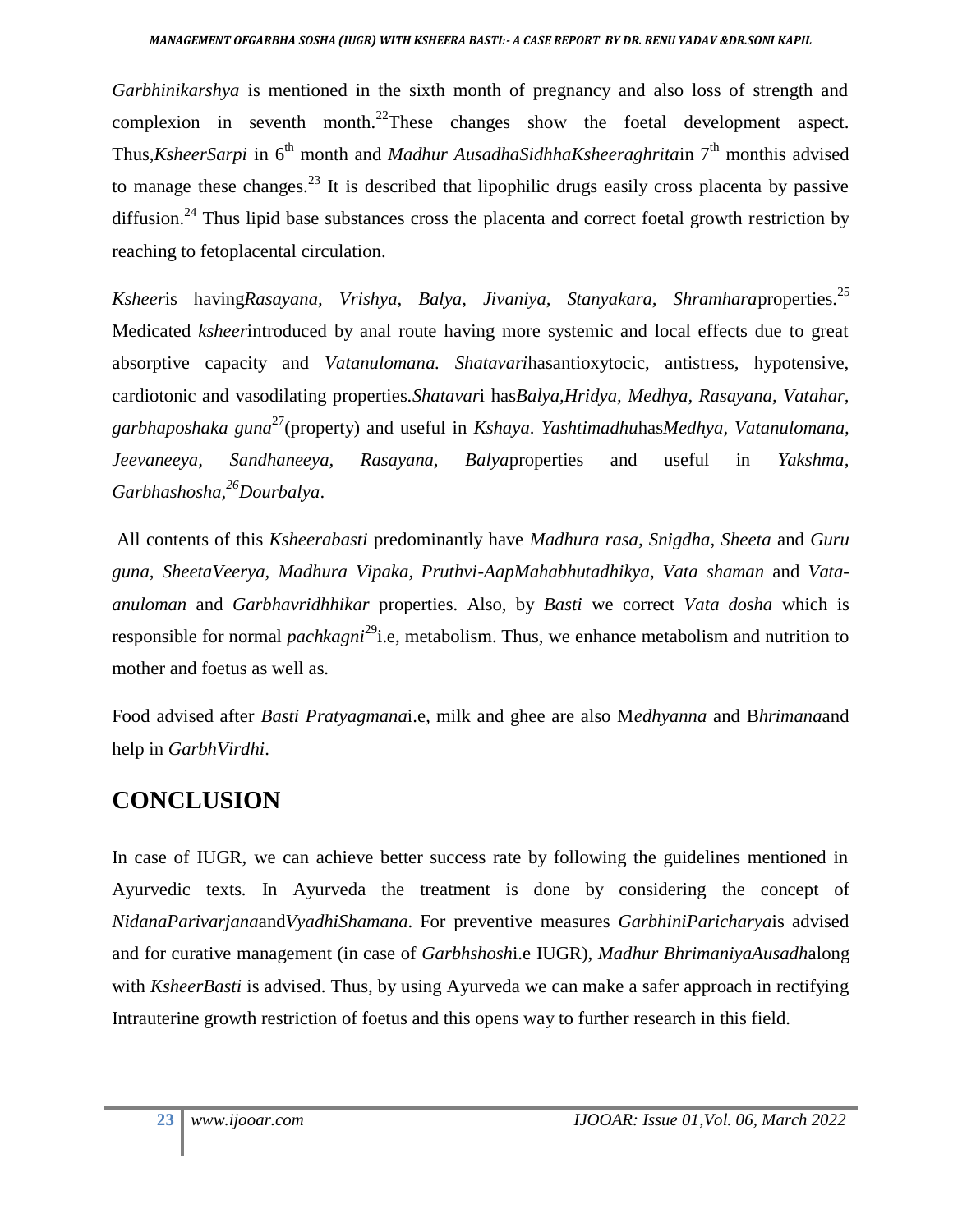*Garbhinikarshya* is mentioned in the sixth month of pregnancy and also loss of strength and complexion in seventh month.[22]These changes show the foetal development aspect. Thus,*KsheerSarpi* in 6th month and *Madhur AusadhaSidhhaKsheeraghrita*in 7th monthis advised to manage these changes.[23] It is described that lipophilic drugs easily cross placenta by passive diffusion.[24] Thus lipid base substances cross the placenta and correct foetal growth restriction by reaching to fetoplacental circulation.

*Ksheer*is having*Rasayana, Vrishya, Balya, Jivaniya, Stanyakara, Shramhara*properties.[25] Medicated *ksheer*introduced by anal route having more systemic and local effects due to great absorptive capacity and *Vatanulomana. Shatavari*hasantioxytocic, antistress, hypotensive, cardiotonic and vasodilating properties.*Shatavar*i has*Balya,Hridya, Medhya, Rasayana, Vatahar, garbhaposhaka guna*[27](property) and useful in *Kshaya*. *Yashtimadhu*has*Medhya, Vatanulomana, Jeevaneeya, Sandhaneeya, Rasayana, Balya*properties and useful in *Yakshma, Garbhashosha,*[26]*Dourbalya*.

All contents of this *Ksheerabasti* predominantly have *Madhura rasa, Snigdha, Sheeta* and *Guru guna, SheetaVeerya, Madhura Vipaka, Pruthvi-AapMahabhutadhikya, Vata shaman* and *Vata-anuloman* and *Garbhavridhhikar* properties. Also, by *Basti* we correct *Vata dosha* which is responsible for normal *pachkagni*[29]i.e, metabolism. Thus, we enhance metabolism and nutrition to mother and foetus as well as.

Food advised after *Basti Pratyagmana*i.e, milk and ghee are also M*edhyanna* and B*hrimana*and help in *GarbhVirdhi*.

## CONCLUSION

In case of IUGR, we can achieve better success rate by following the guidelines mentioned in Ayurvedic texts. In Ayurveda the treatment is done by considering the concept of *NidanaParivarjana*and*VyadhiShamana*. For preventive measures *GarbhiniParicharya*is advised and for curative management (in case of *Garbhshosh*i.e IUGR), *Madhur BhrimaniyaAusadh*along with *KsheerBasti* is advised. Thus, by using Ayurveda we can make a safer approach in rectifying Intrauterine growth restriction of foetus and this opens way to further research in this field.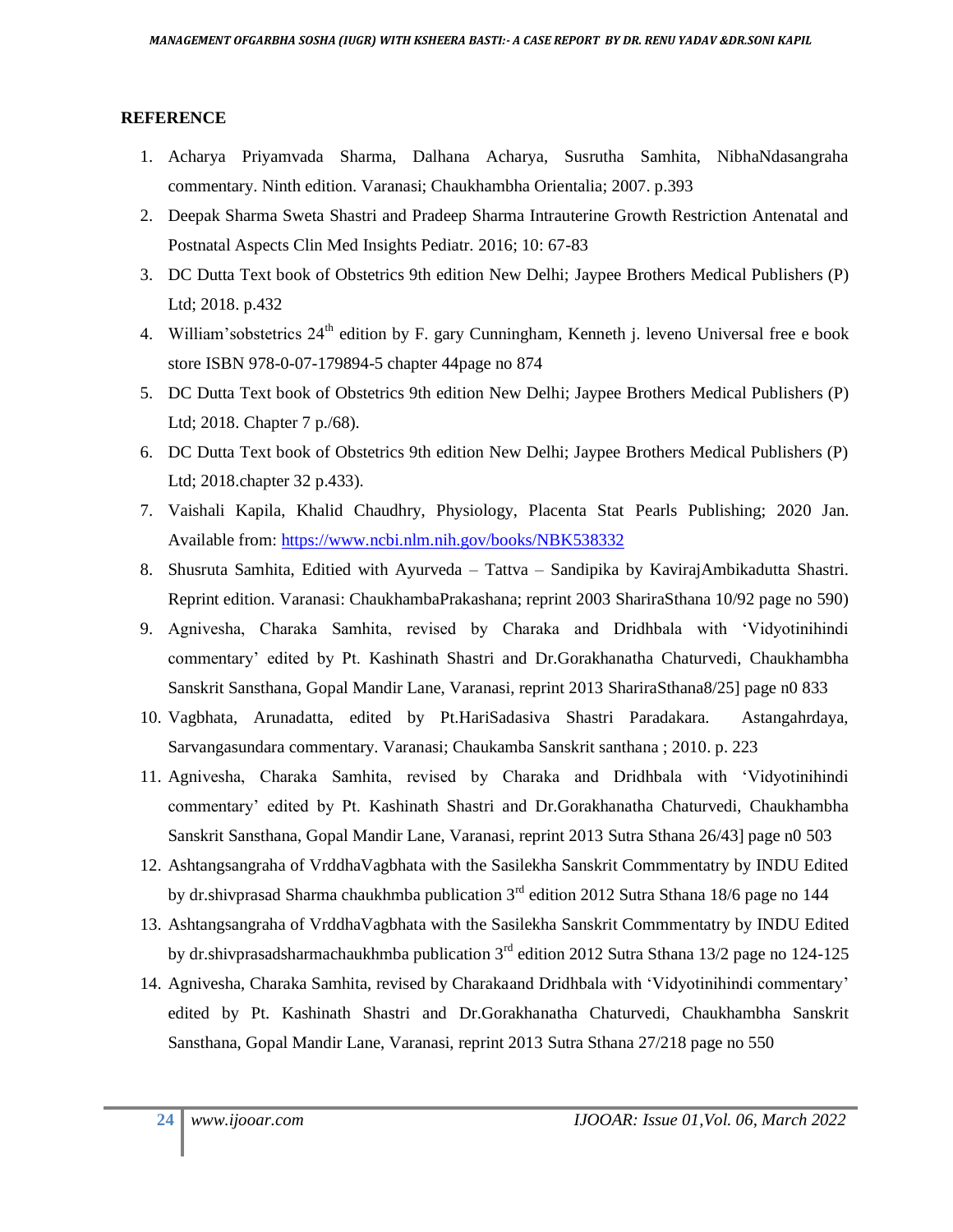**REFERENCE**

1. Acharya Priyamvada Sharma, Dalhana Acharya, Susrutha Samhita, NibhaNdasangraha commentary. Ninth edition. Varanasi; Chaukhambha Orientalia; 2007. p.393
2. Deepak Sharma Sweta Shastri and Pradeep Sharma Intrauterine Growth Restriction Antenatal and Postnatal Aspects Clin Med Insights Pediatr. 2016; 10: 67-83
3. DC Dutta Text book of Obstetrics 9th edition New Delhi; Jaypee Brothers Medical Publishers (P) Ltd; 2018. p.432
4. William'sobstetrics 24th edition by F. gary Cunningham, Kenneth j. leveno Universal free e book store ISBN 978-0-07-179894-5 chapter 44page no 874
5. DC Dutta Text book of Obstetrics 9th edition New Delhi; Jaypee Brothers Medical Publishers (P) Ltd; 2018. Chapter 7 p./68).
6. DC Dutta Text book of Obstetrics 9th edition New Delhi; Jaypee Brothers Medical Publishers (P) Ltd; 2018.chapter 32 p.433).
7. Vaishali Kapila, Khalid Chaudhry, Physiology, Placenta Stat Pearls Publishing; 2020 Jan. Available from: https://www.ncbi.nlm.nih.gov/books/NBK538332
8. Shusruta Samhita, Editied with Ayurveda – Tattva – Sandipika by KavirajAmbikadutta Shastri. Reprint edition. Varanasi: ChaukhambaPrakashana; reprint 2003 ShariraSthana 10/92 page no 590)
9. Agnivesha, Charaka Samhita, revised by Charaka and Dridhbala with 'Vidyotinihindi commentary' edited by Pt. Kashinath Shastri and Dr.Gorakhanatha Chaturvedi, Chaukhambha Sanskrit Sansthana, Gopal Mandir Lane, Varanasi, reprint 2013 ShariraSthana8/25] page n0 833
10. Vagbhata, Arunadatta, edited by Pt.HariSadasiva Shastri Paradakara. Astangahrdaya, Sarvangasundara commentary. Varanasi; Chaukamba Sanskrit santhana ; 2010. p. 223
11. Agnivesha, Charaka Samhita, revised by Charaka and Dridhbala with 'Vidyotinihindi commentary' edited by Pt. Kashinath Shastri and Dr.Gorakhanatha Chaturvedi, Chaukhambha Sanskrit Sansthana, Gopal Mandir Lane, Varanasi, reprint 2013 Sutra Sthana 26/43] page n0 503
12. Ashtangsangraha of VrddhaVagbhata with the Sasilekha Sanskrit Commmentatry by INDU Edited by dr.shivprasad Sharma chaukhmba publication 3rd edition 2012 Sutra Sthana 18/6 page no 144
13. Ashtangsangraha of VrddhaVagbhata with the Sasilekha Sanskrit Commmentatry by INDU Edited by dr.shivprasadsharmachaukhmba publication 3rd edition 2012 Sutra Sthana 13/2 page no 124-125
14. Agnivesha, Charaka Samhita, revised by Charakaand Dridhbala with 'Vidyotinihindi commentary' edited by Pt. Kashinath Shastri and Dr.Gorakhanatha Chaturvedi, Chaukhambha Sanskrit Sansthana, Gopal Mandir Lane, Varanasi, reprint 2013 Sutra Sthana 27/218 page no 550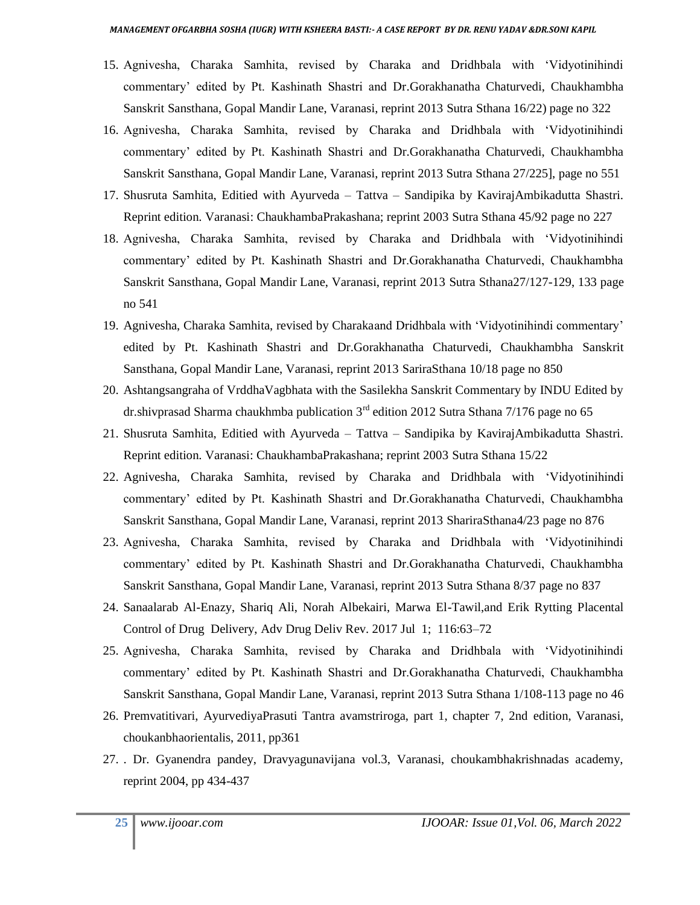15. Agnivesha, Charaka Samhita, revised by Charaka and Dridhbala with 'Vidyotinihindi commentary' edited by Pt. Kashinath Shastri and Dr.Gorakhanatha Chaturvedi, Chaukhambha Sanskrit Sansthana, Gopal Mandir Lane, Varanasi, reprint 2013 Sutra Sthana 16/22) page no 322
16. Agnivesha, Charaka Samhita, revised by Charaka and Dridhbala with 'Vidyotinihindi commentary' edited by Pt. Kashinath Shastri and Dr.Gorakhanatha Chaturvedi, Chaukhambha Sanskrit Sansthana, Gopal Mandir Lane, Varanasi, reprint 2013 Sutra Sthana 27/225], page no 551
17. Shusruta Samhita, Editied with Ayurveda – Tattva – Sandipika by KavirajAmbikadutta Shastri. Reprint edition. Varanasi: ChaukhambaPrakashana; reprint 2003 Sutra Sthana 45/92 page no 227
18. Agnivesha, Charaka Samhita, revised by Charaka and Dridhbala with 'Vidyotinihindi commentary' edited by Pt. Kashinath Shastri and Dr.Gorakhanatha Chaturvedi, Chaukhambha Sanskrit Sansthana, Gopal Mandir Lane, Varanasi, reprint 2013 Sutra Sthana27/127-129, 133 page no 541
19. Agnivesha, Charaka Samhita, revised by Charakaand Dridhbala with 'Vidyotinihindi commentary' edited by Pt. Kashinath Shastri and Dr.Gorakhanatha Chaturvedi, Chaukhambha Sanskrit Sansthana, Gopal Mandir Lane, Varanasi, reprint 2013 SariraSthana 10/18 page no 850
20. Ashtangsangraha of VrddhaVagbhata with the Sasilekha Sanskrit Commentary by INDU Edited by dr.shivprasad Sharma chaukhmba publication 3rd edition 2012 Sutra Sthana 7/176 page no 65
21. Shusruta Samhita, Editied with Ayurveda – Tattva – Sandipika by KavirajAmbikadutta Shastri. Reprint edition. Varanasi: ChaukhambaPrakashana; reprint 2003 Sutra Sthana 15/22
22. Agnivesha, Charaka Samhita, revised by Charaka and Dridhbala with 'Vidyotinihindi commentary' edited by Pt. Kashinath Shastri and Dr.Gorakhanatha Chaturvedi, Chaukhambha Sanskrit Sansthana, Gopal Mandir Lane, Varanasi, reprint 2013 ShariraSthana4/23 page no 876
23. Agnivesha, Charaka Samhita, revised by Charaka and Dridhbala with 'Vidyotinihindi commentary' edited by Pt. Kashinath Shastri and Dr.Gorakhanatha Chaturvedi, Chaukhambha Sanskrit Sansthana, Gopal Mandir Lane, Varanasi, reprint 2013 Sutra Sthana 8/37 page no 837
24. Sanaalarab Al-Enazy, Shariq Ali, Norah Albekairi, Marwa El-Tawil,and Erik Rytting Placental Control of Drug Delivery, Adv Drug Deliv Rev. 2017 Jul 1; 116:63–72
25. Agnivesha, Charaka Samhita, revised by Charaka and Dridhbala with 'Vidyotinihindi commentary' edited by Pt. Kashinath Shastri and Dr.Gorakhanatha Chaturvedi, Chaukhambha Sanskrit Sansthana, Gopal Mandir Lane, Varanasi, reprint 2013 Sutra Sthana 1/108-113 page no 46
26. Premvatitivari, AyurvediyaPrasuti Tantra avamstriroga, part 1, chapter 7, 2nd edition, Varanasi, choukanbhaorientalis, 2011, pp361
27. . Dr. Gyanendra pandey, Dravyagunavijana vol.3, Varanasi, choukambhakrishnadas academy, reprint 2004, pp 434-437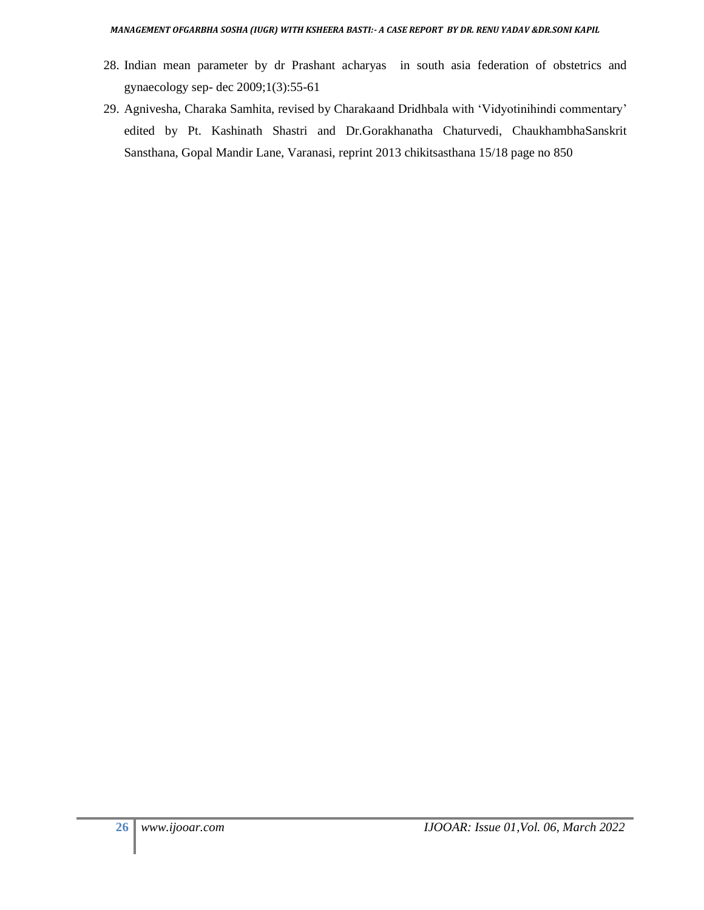28. Indian mean parameter by dr Prashant acharyas in south asia federation of obstetrics and gynaecology sep- dec 2009;1(3):55-61
29. Agnivesha, Charaka Samhita, revised by Charakaand Dridhbala with 'Vidyotinihindi commentary' edited by Pt. Kashinath Shastri and Dr.Gorakhanatha Chaturvedi, ChaukhambhaSanskrit Sansthana, Gopal Mandir Lane, Varanasi, reprint 2013 chikitsasthana 15/18 page no 850